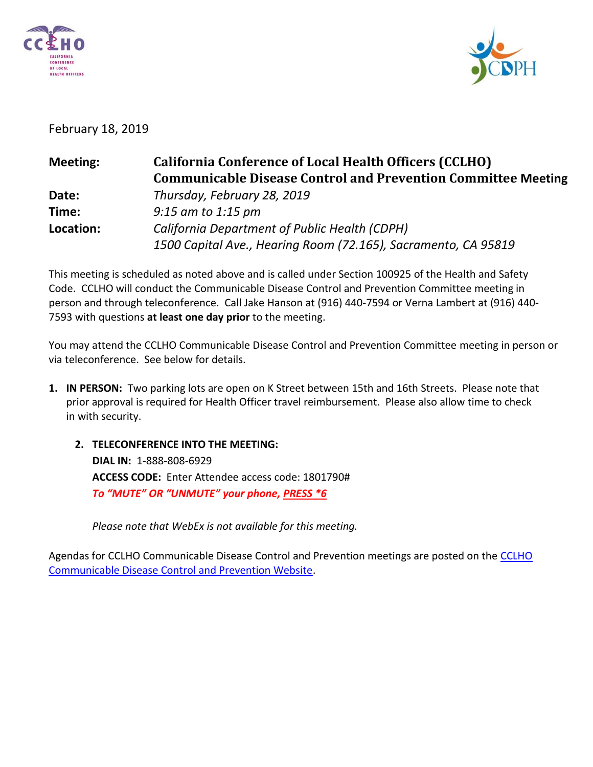February 18, 2019

| | |
|---|---|
| **Meeting:** | **California Conference of Local Health Officers (CCLHO) Communicable Disease Control and Prevention Committee Meeting** |
| **Date:** | *Thursday, February 28, 2019* |
| **Time:** | *9:15 am to 1:15 pm* |
| **Location:** | *California Department of Public Health (CDPH)*<br>*1500 Capital Ave., Hearing Room (72.165), Sacramento, CA 95819* |

This meeting is scheduled as noted above and is called under Section 100925 of the Health and Safety Code. CCLHO will conduct the Communicable Disease Control and Prevention Committee meeting in person and through teleconference. Call Jake Hanson at (916) 440-7594 or Verna Lambert at (916) 440-7593 with questions **at least one day prior** to the meeting.

You may attend the CCLHO Communicable Disease Control and Prevention Committee meeting in person or via teleconference. See below for details.

1. **IN PERSON:** Two parking lots are open on K Street between 15th and 16th Streets. Please note that prior approval is required for Health Officer travel reimbursement. Please also allow time to check in with security.

2. **TELECONFERENCE INTO THE MEETING:**
   **DIAL IN:** 1-888-808-6929
   **ACCESS CODE:** Enter Attendee access code: 1801790#
   ***To "MUTE" OR "UNMUTE" your phone, PRESS *6***

   *Please note that WebEx is not available for this meeting.*

Agendas for CCLHO Communicable Disease Control and Prevention meetings are posted on the CCLHO Communicable Disease Control and Prevention Website.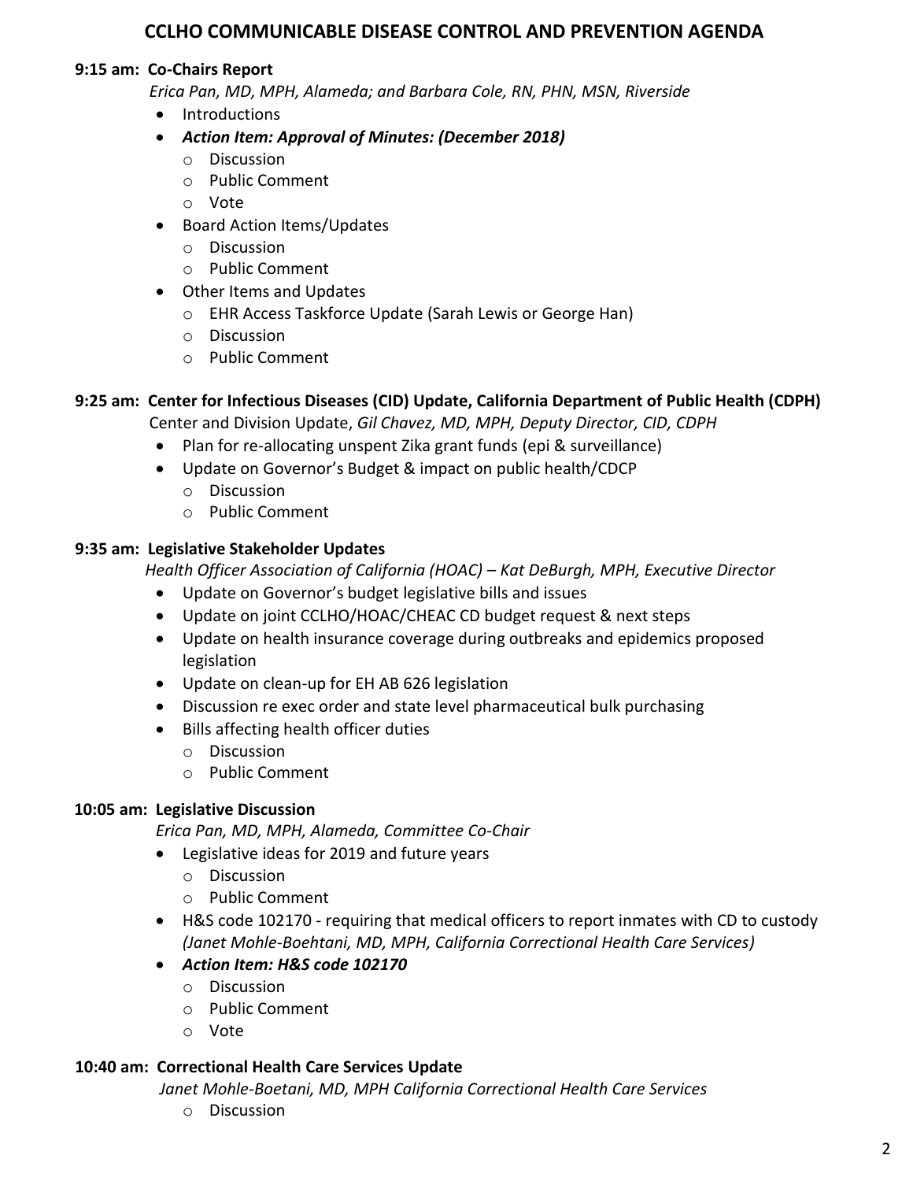# CCLHO COMMUNICABLE DISEASE CONTROL AND PREVENTION AGENDA

**9:15 am: Co-Chairs Report**

*Erica Pan, MD, MPH, Alameda; and Barbara Cole, RN, PHN, MSN, Riverside*

- Introductions
- ***Action Item: Approval of Minutes: (December 2018)***
  - Discussion
  - Public Comment
  - Vote
- Board Action Items/Updates
  - Discussion
  - Public Comment
- Other Items and Updates
  - EHR Access Taskforce Update (Sarah Lewis or George Han)
  - Discussion
  - Public Comment

**9:25 am: Center for Infectious Diseases (CID) Update, California Department of Public Health (CDPH)**

Center and Division Update, *Gil Chavez, MD, MPH, Deputy Director, CID, CDPH*

- Plan for re-allocating unspent Zika grant funds (epi & surveillance)
- Update on Governor's Budget & impact on public health/CDCP
  - Discussion
  - Public Comment

**9:35 am: Legislative Stakeholder Updates**

*Health Officer Association of California (HOAC) – Kat DeBurgh, MPH, Executive Director*

- Update on Governor's budget legislative bills and issues
- Update on joint CCLHO/HOAC/CHEAC CD budget request & next steps
- Update on health insurance coverage during outbreaks and epidemics proposed legislation
- Update on clean-up for EH AB 626 legislation
- Discussion re exec order and state level pharmaceutical bulk purchasing
- Bills affecting health officer duties
  - Discussion
  - Public Comment

**10:05 am: Legislative Discussion**

*Erica Pan, MD, MPH, Alameda, Committee Co-Chair*

- Legislative ideas for 2019 and future years
  - Discussion
  - Public Comment
- H&S code 102170 - requiring that medical officers to report inmates with CD to custody *(Janet Mohle-Boehtani, MD, MPH, California Correctional Health Care Services)*
- ***Action Item: H&S code 102170***
  - Discussion
  - Public Comment
  - Vote

**10:40 am: Correctional Health Care Services Update**

*Janet Mohle-Boetani, MD, MPH California Correctional Health Care Services*

- Discussion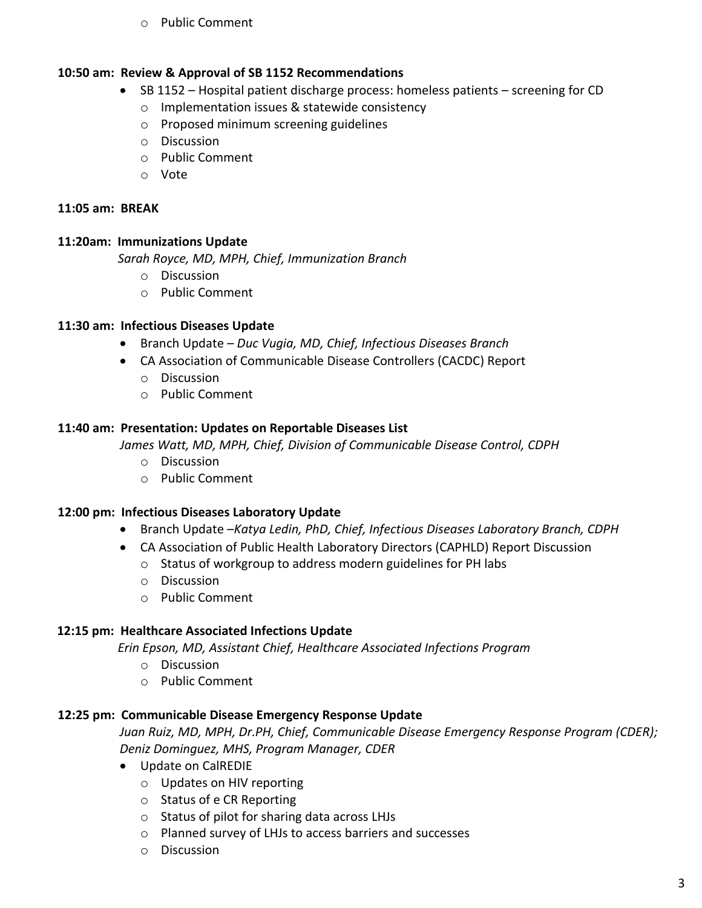- Public Comment

**10:50 am: Review & Approval of SB 1152 Recommendations**

- SB 1152 – Hospital patient discharge process: homeless patients – screening for CD
  - Implementation issues & statewide consistency
  - Proposed minimum screening guidelines
  - Discussion
  - Public Comment
  - Vote

**11:05 am: BREAK**

**11:20am: Immunizations Update**

*Sarah Royce, MD, MPH, Chief, Immunization Branch*

- Discussion
- Public Comment

**11:30 am: Infectious Diseases Update**

- Branch Update – *Duc Vugia, MD, Chief, Infectious Diseases Branch*
- CA Association of Communicable Disease Controllers (CACDC) Report
  - Discussion
  - Public Comment

**11:40 am: Presentation: Updates on Reportable Diseases List**

*James Watt, MD, MPH, Chief, Division of Communicable Disease Control, CDPH*

- Discussion
- Public Comment

**12:00 pm: Infectious Diseases Laboratory Update**

- Branch Update –*Katya Ledin, PhD, Chief, Infectious Diseases Laboratory Branch, CDPH*
- CA Association of Public Health Laboratory Directors (CAPHLD) Report Discussion
  - Status of workgroup to address modern guidelines for PH labs
  - Discussion
  - Public Comment

**12:15 pm: Healthcare Associated Infections Update**

*Erin Epson, MD, Assistant Chief, Healthcare Associated Infections Program*

- Discussion
- Public Comment

**12:25 pm: Communicable Disease Emergency Response Update**

*Juan Ruiz, MD, MPH, Dr.PH, Chief, Communicable Disease Emergency Response Program (CDER); Deniz Dominguez, MHS, Program Manager, CDER*

- Update on CalREDIE
  - Updates on HIV reporting
  - Status of e CR Reporting
  - Status of pilot for sharing data across LHJs
  - Planned survey of LHJs to access barriers and successes
  - Discussion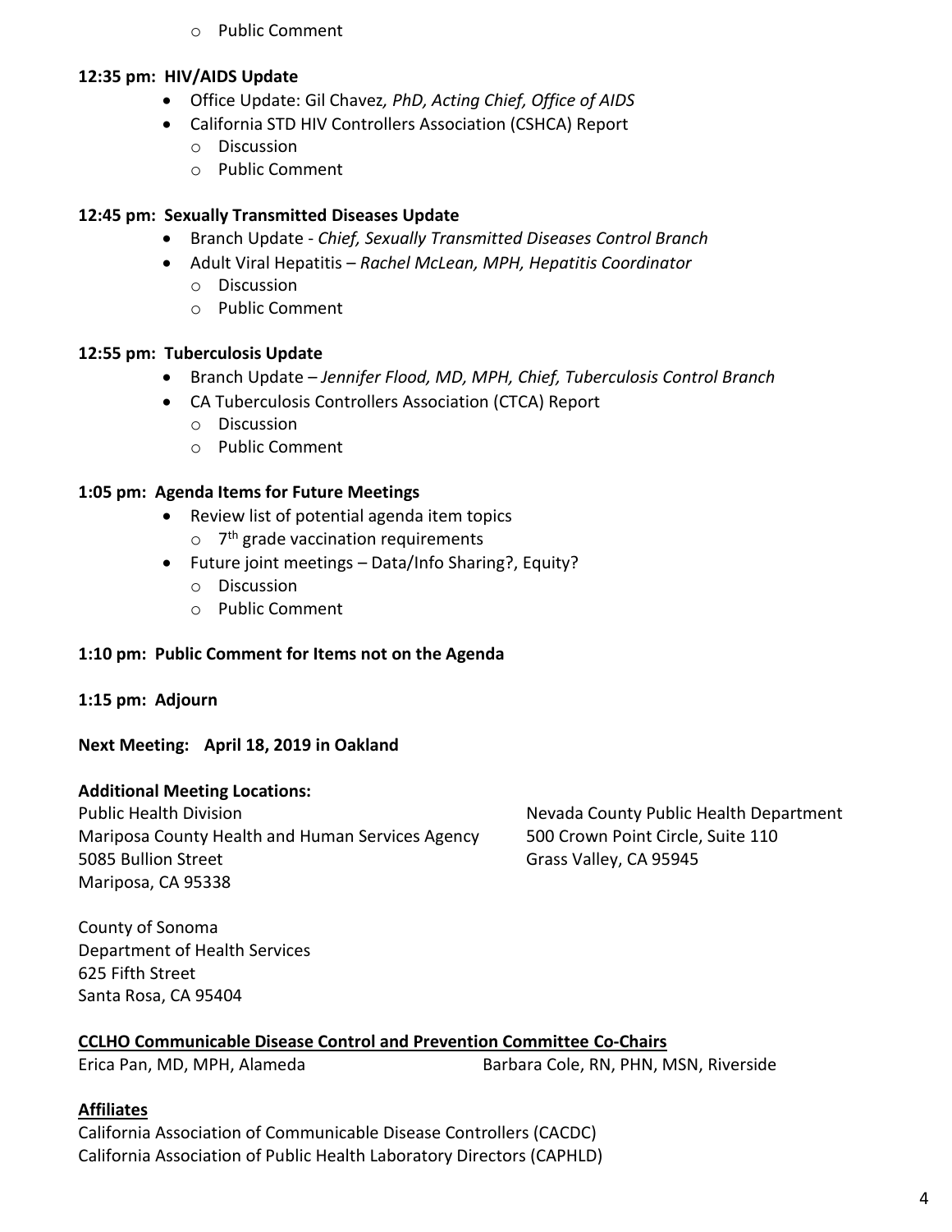- Public Comment

**12:35 pm: HIV/AIDS Update**

- Office Update: Gil Chavez*, PhD, Acting Chief, Office of AIDS*
- California STD HIV Controllers Association (CSHCA) Report
  - Discussion
  - Public Comment

**12:45 pm: Sexually Transmitted Diseases Update**

- Branch Update - *Chief, Sexually Transmitted Diseases Control Branch*
- Adult Viral Hepatitis – *Rachel McLean, MPH, Hepatitis Coordinator*
  - Discussion
  - Public Comment

**12:55 pm: Tuberculosis Update**

- Branch Update – *Jennifer Flood, MD, MPH, Chief, Tuberculosis Control Branch*
- CA Tuberculosis Controllers Association (CTCA) Report
  - Discussion
  - Public Comment

**1:05 pm: Agenda Items for Future Meetings**

- Review list of potential agenda item topics
  - 7th grade vaccination requirements
- Future joint meetings – Data/Info Sharing?, Equity?
  - Discussion
  - Public Comment

**1:10 pm: Public Comment for Items not on the Agenda**

**1:15 pm: Adjourn**

**Next Meeting: April 18, 2019 in Oakland**

**Additional Meeting Locations:**

Public Health Division
Mariposa County Health and Human Services Agency
5085 Bullion Street
Mariposa, CA 95338

Nevada County Public Health Department
500 Crown Point Circle, Suite 110
Grass Valley, CA 95945

County of Sonoma
Department of Health Services
625 Fifth Street
Santa Rosa, CA 95404

**<u>CCLHO Communicable Disease Control and Prevention Committee Co-Chairs</u>**

Erica Pan, MD, MPH, Alameda

Barbara Cole, RN, PHN, MSN, Riverside

**<u>Affiliates</u>**

California Association of Communicable Disease Controllers (CACDC)
California Association of Public Health Laboratory Directors (CAPHLD)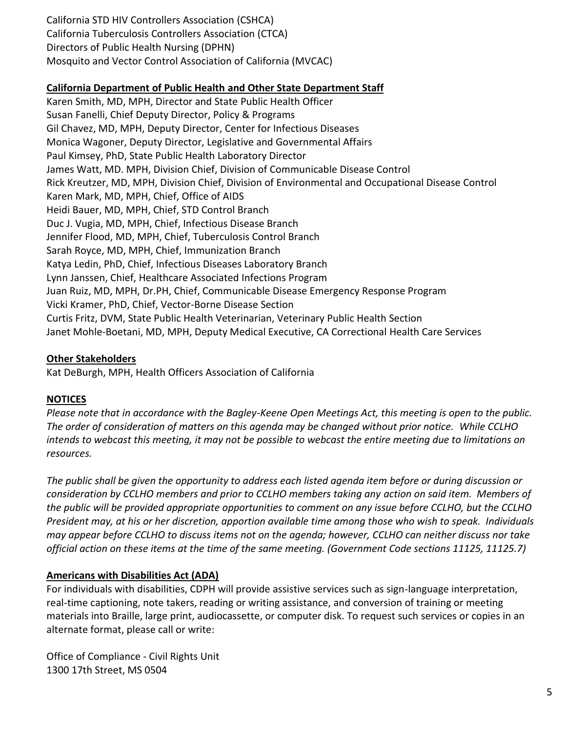California STD HIV Controllers Association (CSHCA)
California Tuberculosis Controllers Association (CTCA)
Directors of Public Health Nursing (DPHN)
Mosquito and Vector Control Association of California (MVCAC)

**California Department of Public Health and Other State Department Staff**

Karen Smith, MD, MPH, Director and State Public Health Officer
Susan Fanelli, Chief Deputy Director, Policy & Programs
Gil Chavez, MD, MPH, Deputy Director, Center for Infectious Diseases
Monica Wagoner, Deputy Director, Legislative and Governmental Affairs
Paul Kimsey, PhD, State Public Health Laboratory Director
James Watt, MD. MPH, Division Chief, Division of Communicable Disease Control
Rick Kreutzer, MD, MPH, Division Chief, Division of Environmental and Occupational Disease Control
Karen Mark, MD, MPH, Chief, Office of AIDS
Heidi Bauer, MD, MPH, Chief, STD Control Branch
Duc J. Vugia, MD, MPH, Chief, Infectious Disease Branch
Jennifer Flood, MD, MPH, Chief, Tuberculosis Control Branch
Sarah Royce, MD, MPH, Chief, Immunization Branch
Katya Ledin, PhD, Chief, Infectious Diseases Laboratory Branch
Lynn Janssen, Chief, Healthcare Associated Infections Program
Juan Ruiz, MD, MPH, Dr.PH, Chief, Communicable Disease Emergency Response Program
Vicki Kramer, PhD, Chief, Vector-Borne Disease Section
Curtis Fritz, DVM, State Public Health Veterinarian, Veterinary Public Health Section
Janet Mohle-Boetani, MD, MPH, Deputy Medical Executive, CA Correctional Health Care Services

**Other Stakeholders**

Kat DeBurgh, MPH, Health Officers Association of California

**NOTICES**

*Please note that in accordance with the Bagley-Keene Open Meetings Act, this meeting is open to the public. The order of consideration of matters on this agenda may be changed without prior notice. While CCLHO intends to webcast this meeting, it may not be possible to webcast the entire meeting due to limitations on resources.*

*The public shall be given the opportunity to address each listed agenda item before or during discussion or consideration by CCLHO members and prior to CCLHO members taking any action on said item. Members of the public will be provided appropriate opportunities to comment on any issue before CCLHO, but the CCLHO President may, at his or her discretion, apportion available time among those who wish to speak. Individuals may appear before CCLHO to discuss items not on the agenda; however, CCLHO can neither discuss nor take official action on these items at the time of the same meeting. (Government Code sections 11125, 11125.7)*

**Americans with Disabilities Act (ADA)**

For individuals with disabilities, CDPH will provide assistive services such as sign-language interpretation, real-time captioning, note takers, reading or writing assistance, and conversion of training or meeting materials into Braille, large print, audiocassette, or computer disk. To request such services or copies in an alternate format, please call or write:

Office of Compliance - Civil Rights Unit
1300 17th Street, MS 0504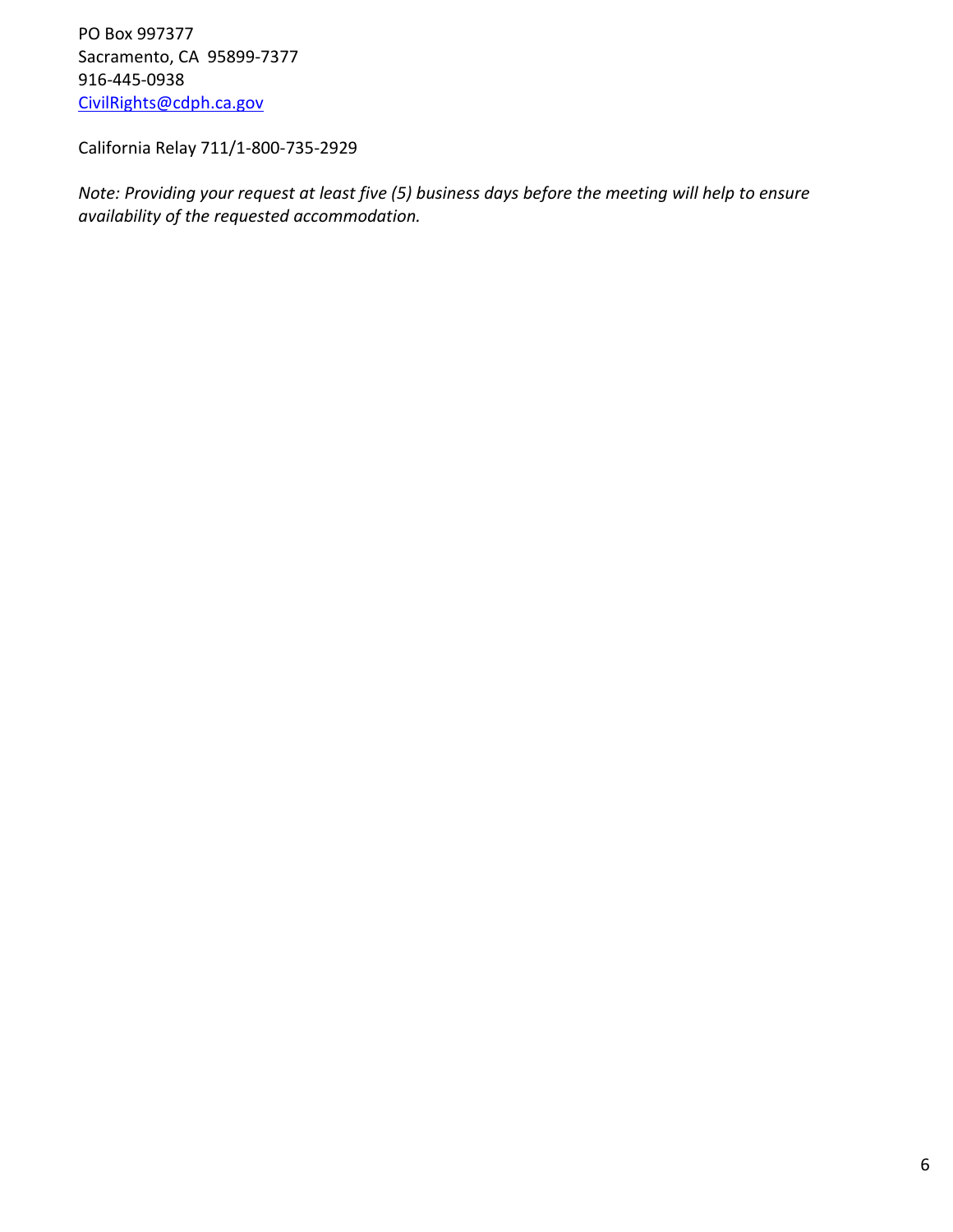PO Box 997377
Sacramento, CA 95899-7377
916-445-0938
[CivilRights@cdph.ca.gov](mailto:CivilRights@cdph.ca.gov)

California Relay 711/1-800-735-2929

*Note: Providing your request at least five (5) business days before the meeting will help to ensure availability of the requested accommodation.*